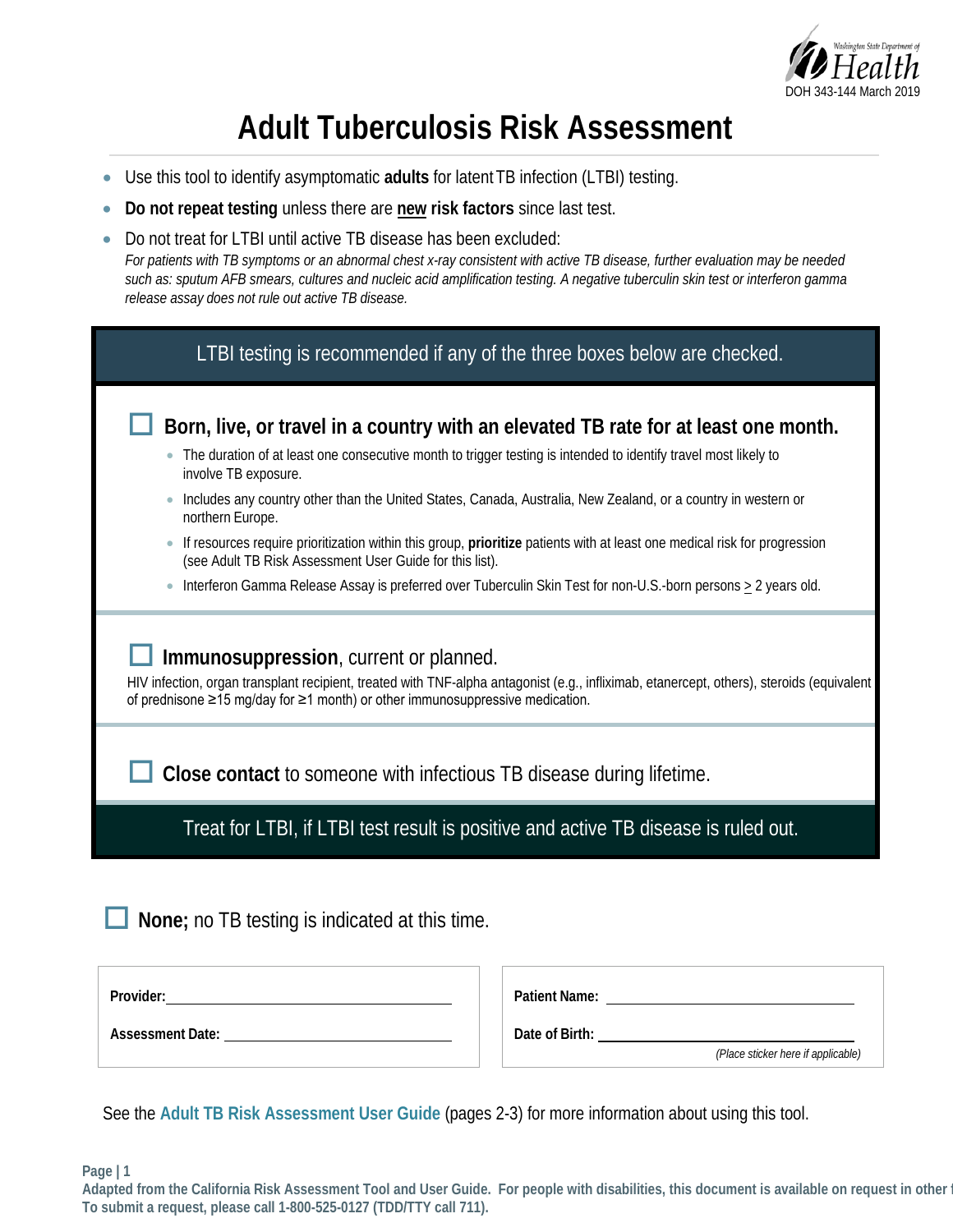Washington State Department of Health
DOH 343-144 March 2019

# Adult Tuberculosis Risk Assessment

- Use this tool to identify asymptomatic **adults** for latent TB infection (LTBI) testing.
- **Do not repeat testing** unless there are **<u>new</u> risk factors** since last test.
- Do not treat for LTBI until active TB disease has been excluded:
  *For patients with TB symptoms or an abnormal chest x-ray consistent with active TB disease, further evaluation may be needed such as: sputum AFB smears, cultures and nucleic acid amplification testing. A negative tuberculin skin test or interferon gamma release assay does not rule out active TB disease.*

**LTBI testing is recommended if any of the three boxes below are checked.**

☐ **Born, live, or travel in a country with an elevated TB rate for at least one month.**

- The duration of at least one consecutive month to trigger testing is intended to identify travel most likely to involve TB exposure.
- Includes any country other than the United States, Canada, Australia, New Zealand, or a country in western or northern Europe.
- If resources require prioritization within this group, **prioritize** patients with at least one medical risk for progression (see Adult TB Risk Assessment User Guide for this list).
- Interferon Gamma Release Assay is preferred over Tuberculin Skin Test for non-U.S.-born persons ≥ 2 years old.

☐ **Immunosuppression**, current or planned.

HIV infection, organ transplant recipient, treated with TNF-alpha antagonist (e.g., infliximab, etanercept, others), steroids (equivalent of prednisone ≥15 mg/day for ≥1 month) or other immunosuppressive medication.

☐ **Close contact** to someone with infectious TB disease during lifetime.

**Treat for LTBI, if LTBI test result is positive and active TB disease is ruled out.**

☐ **None;** no TB testing is indicated at this time.

**Provider:** ______________________________

**Assessment Date:** ______________________________

**Patient Name:** ______________________________

**Date of Birth:** ______________________________

*(Place sticker here if applicable)*

See the Adult TB Risk Assessment User Guide (pages 2-3) for more information about using this tool.

Adapted from the California Risk Assessment Tool and User Guide. For people with disabilities, this document is available on request in other f
To submit a request, please call 1-800-525-0127 (TDD/TTY call 711).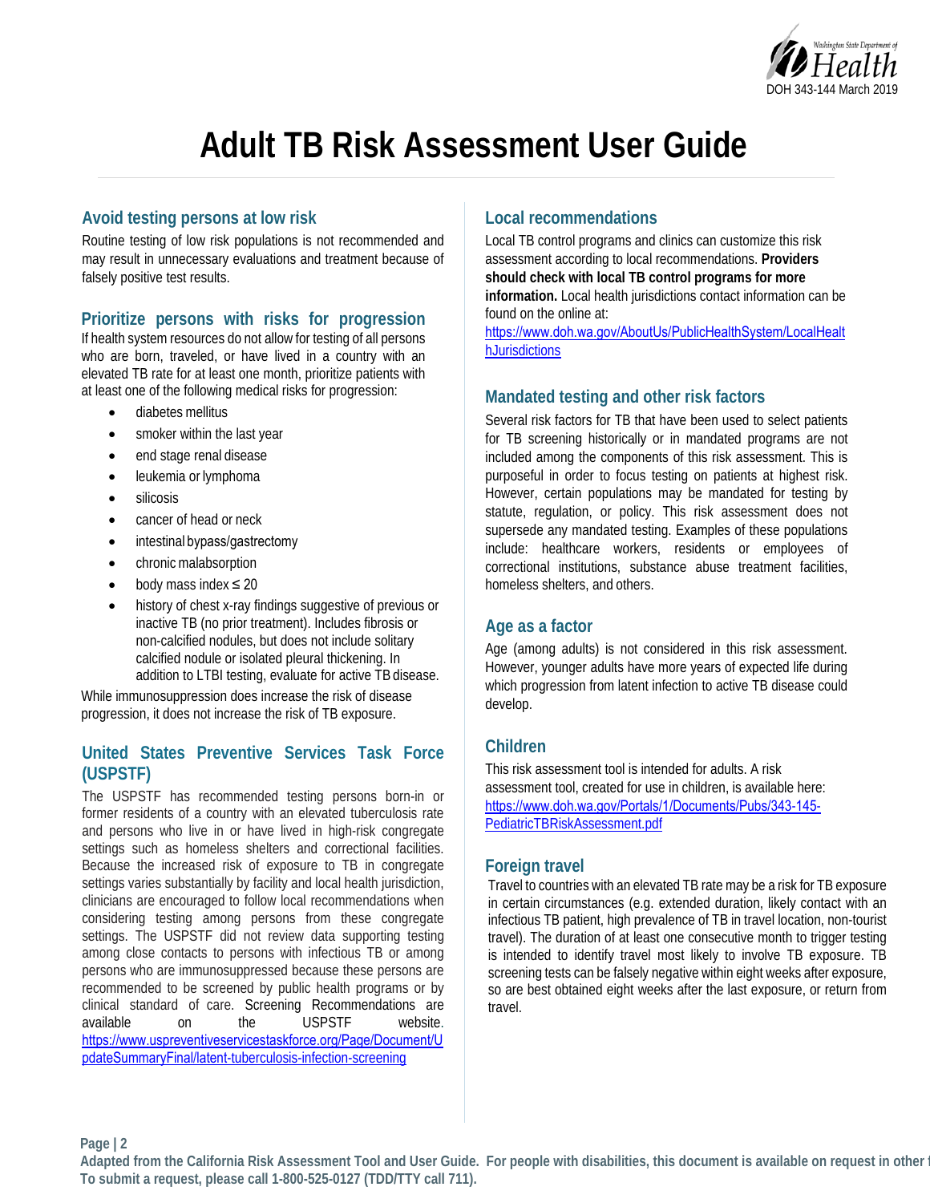# Adult TB Risk Assessment User Guide

## Avoid testing persons at low risk

Routine testing of low risk populations is not recommended and may result in unnecessary evaluations and treatment because of falsely positive test results.

## Prioritize persons with risks for progression

If health system resources do not allow for testing of all persons who are born, traveled, or have lived in a country with an elevated TB rate for at least one month, prioritize patients with at least one of the following medical risks for progression:

- diabetes mellitus
- smoker within the last year
- end stage renal disease
- leukemia or lymphoma
- silicosis
- cancer of head or neck
- intestinal bypass/gastrectomy
- chronic malabsorption
- body mass index ≤ 20
- history of chest x-ray findings suggestive of previous or inactive TB (no prior treatment). Includes fibrosis or non-calcified nodules, but does not include solitary calcified nodule or isolated pleural thickening. In addition to LTBI testing, evaluate for active TB disease.

While immunosuppression does increase the risk of disease progression, it does not increase the risk of TB exposure.

## United States Preventive Services Task Force (USPSTF)

The USPSTF has recommended testing persons born-in or former residents of a country with an elevated tuberculosis rate and persons who live in or have lived in high-risk congregate settings such as homeless shelters and correctional facilities. Because the increased risk of exposure to TB in congregate settings varies substantially by facility and local health jurisdiction, clinicians are encouraged to follow local recommendations when considering testing among persons from these congregate settings. The USPSTF did not review data supporting testing among close contacts to persons with infectious TB or among persons who are immunosuppressed because these persons are recommended to be screened by public health programs or by clinical standard of care. Screening Recommendations are available on the USPSTF website. https://www.uspreventiveservicestaskforce.org/Page/Document/UpdateSummaryFinal/latent-tuberculosis-infection-screening

## Local recommendations

Local TB control programs and clinics can customize this risk assessment according to local recommendations. **Providers should check with local TB control programs for more information.** Local health jurisdictions contact information can be found on the online at: https://www.doh.wa.gov/AboutUs/PublicHealthSystem/LocalHealthJurisdictions

## Mandated testing and other risk factors

Several risk factors for TB that have been used to select patients for TB screening historically or in mandated programs are not included among the components of this risk assessment. This is purposeful in order to focus testing on patients at highest risk. However, certain populations may be mandated for testing by statute, regulation, or policy. This risk assessment does not supersede any mandated testing. Examples of these populations include: healthcare workers, residents or employees of correctional institutions, substance abuse treatment facilities, homeless shelters, and others.

## Age as a factor

Age (among adults) is not considered in this risk assessment. However, younger adults have more years of expected life during which progression from latent infection to active TB disease could develop.

## Children

This risk assessment tool is intended for adults. A risk assessment tool, created for use in children, is available here: https://www.doh.wa.gov/Portals/1/Documents/Pubs/343-145-PediatricTBRiskAssessment.pdf

## Foreign travel

Travel to countries with an elevated TB rate may be a risk for TB exposure in certain circumstances (e.g. extended duration, likely contact with an infectious TB patient, high prevalence of TB in travel location, non-tourist travel). The duration of at least one consecutive month to trigger testing is intended to identify travel most likely to involve TB exposure. TB screening tests can be falsely negative within eight weeks after exposure, so are best obtained eight weeks after the last exposure, or return from travel.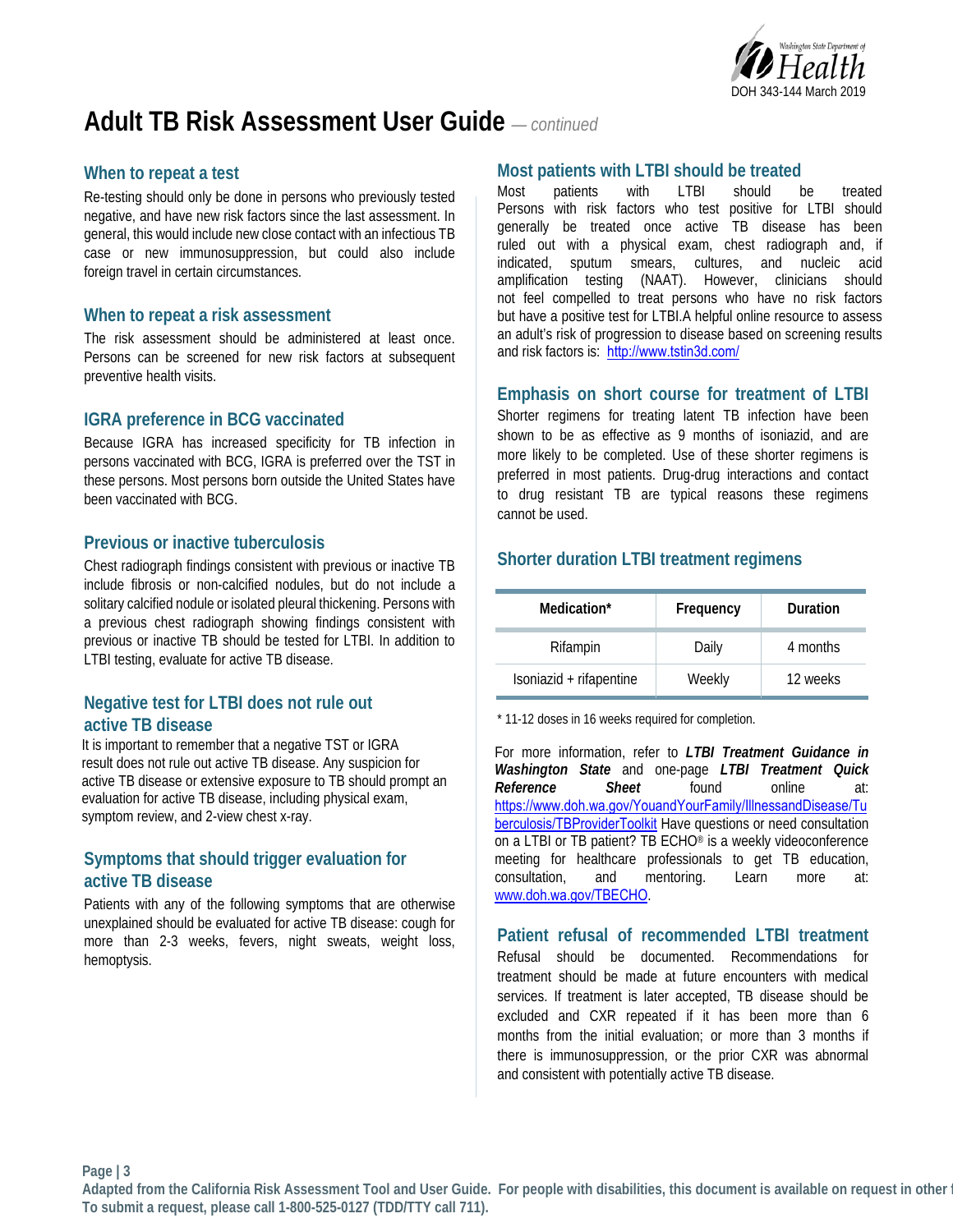# Adult TB Risk Assessment User Guide — *continued*

## When to repeat a test

Re-testing should only be done in persons who previously tested negative, and have new risk factors since the last assessment. In general, this would include new close contact with an infectious TB case or new immunosuppression, but could also include foreign travel in certain circumstances.

## When to repeat a risk assessment

The risk assessment should be administered at least once. Persons can be screened for new risk factors at subsequent preventive health visits.

## IGRA preference in BCG vaccinated

Because IGRA has increased specificity for TB infection in persons vaccinated with BCG, IGRA is preferred over the TST in these persons. Most persons born outside the United States have been vaccinated with BCG.

## Previous or inactive tuberculosis

Chest radiograph findings consistent with previous or inactive TB include fibrosis or non-calcified nodules, but do not include a solitary calcified nodule or isolated pleural thickening. Persons with a previous chest radiograph showing findings consistent with previous or inactive TB should be tested for LTBI. In addition to LTBI testing, evaluate for active TB disease.

## Negative test for LTBI does not rule out active TB disease

It is important to remember that a negative TST or IGRA result does not rule out active TB disease. Any suspicion for active TB disease or extensive exposure to TB should prompt an evaluation for active TB disease, including physical exam, symptom review, and 2-view chest x-ray.

## Symptoms that should trigger evaluation for active TB disease

Patients with any of the following symptoms that are otherwise unexplained should be evaluated for active TB disease: cough for more than 2-3 weeks, fevers, night sweats, weight loss, hemoptysis.

## Most patients with LTBI should be treated

Most patients with LTBI should be treated Persons with risk factors who test positive for LTBI should generally be treated once active TB disease has been ruled out with a physical exam, chest radiograph and, if indicated, sputum smears, cultures, and nucleic acid amplification testing (NAAT). However, clinicians should not feel compelled to treat persons who have no risk factors but have a positive test for LTBI.A helpful online resource to assess an adult's risk of progression to disease based on screening results and risk factors is: http://www.tstin3d.com/

## Emphasis on short course for treatment of LTBI

Shorter regimens for treating latent TB infection have been shown to be as effective as 9 months of isoniazid, and are more likely to be completed. Use of these shorter regimens is preferred in most patients. Drug-drug interactions and contact to drug resistant TB are typical reasons these regimens cannot be used.

## Shorter duration LTBI treatment regimens

| Medication* | Frequency | Duration |
|---|---|---|
| Rifampin | Daily | 4 months |
| Isoniazid + rifapentine | Weekly | 12 weeks |

\* 11-12 doses in 16 weeks required for completion.

For more information, refer to ***LTBI Treatment Guidance in Washington State*** and one-page ***LTBI Treatment Quick Reference Sheet*** found online at: https://www.doh.wa.gov/YouandYourFamily/IllnessandDisease/Tuberculosis/TBProviderToolkit Have questions or need consultation on a LTBI or TB patient? TB ECHO® is a weekly videoconference meeting for healthcare professionals to get TB education, consultation, and mentoring. Learn more at: www.doh.wa.gov/TBECHO.

## Patient refusal of recommended LTBI treatment

Refusal should be documented. Recommendations for treatment should be made at future encounters with medical services. If treatment is later accepted, TB disease should be excluded and CXR repeated if it has been more than 6 months from the initial evaluation; or more than 3 months if there is immunosuppression, or the prior CXR was abnormal and consistent with potentially active TB disease.

Adapted from the California Risk Assessment Tool and User Guide. For people with disabilities, this document is available on request in other f
To submit a request, please call 1-800-525-0127 (TDD/TTY call 711).